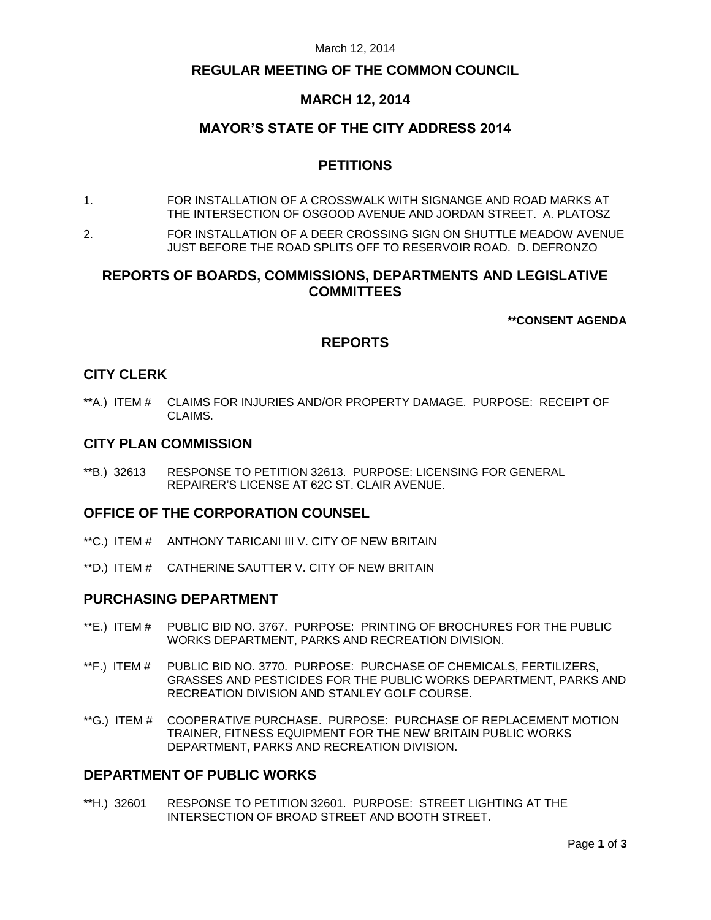# REGULAR MEETING OF THE COMMON COUNCIL

## MARCH 12, 2014

## MAYOR'S STATE OF THE CITY ADDRESS 2014

## PETITIONS

1. FOR INSTALLATION OF A CROSSWALK WITH SIGNANGE AND ROAD MARKS AT THE INTERSECTION OF OSGOOD AVENUE AND JORDAN STREET. A. PLATOSZ
2. FOR INSTALLATION OF A DEER CROSSING SIGN ON SHUTTLE MEADOW AVENUE JUST BEFORE THE ROAD SPLITS OFF TO RESERVOIR ROAD. D. DEFRONZO

## REPORTS OF BOARDS, COMMISSIONS, DEPARTMENTS AND LEGISLATIVE COMMITTEES

**\*\*CONSENT AGENDA**

## REPORTS

### CITY CLERK

\*\*A.) ITEM # CLAIMS FOR INJURIES AND/OR PROPERTY DAMAGE. PURPOSE: RECEIPT OF CLAIMS.

### CITY PLAN COMMISSION

\*\*B.) 32613 RESPONSE TO PETITION 32613. PURPOSE: LICENSING FOR GENERAL REPAIRER'S LICENSE AT 62C ST. CLAIR AVENUE.

### OFFICE OF THE CORPORATION COUNSEL

\*\*C.) ITEM # ANTHONY TARICANI III V. CITY OF NEW BRITAIN

\*\*D.) ITEM # CATHERINE SAUTTER V. CITY OF NEW BRITAIN

### PURCHASING DEPARTMENT

\*\*E.) ITEM # PUBLIC BID NO. 3767. PURPOSE: PRINTING OF BROCHURES FOR THE PUBLIC WORKS DEPARTMENT, PARKS AND RECREATION DIVISION.

\*\*F.) ITEM # PUBLIC BID NO. 3770. PURPOSE: PURCHASE OF CHEMICALS, FERTILIZERS, GRASSES AND PESTICIDES FOR THE PUBLIC WORKS DEPARTMENT, PARKS AND RECREATION DIVISION AND STANLEY GOLF COURSE.

\*\*G.) ITEM # COOPERATIVE PURCHASE. PURPOSE: PURCHASE OF REPLACEMENT MOTION TRAINER, FITNESS EQUIPMENT FOR THE NEW BRITAIN PUBLIC WORKS DEPARTMENT, PARKS AND RECREATION DIVISION.

### DEPARTMENT OF PUBLIC WORKS

\*\*H.) 32601 RESPONSE TO PETITION 32601. PURPOSE: STREET LIGHTING AT THE INTERSECTION OF BROAD STREET AND BOOTH STREET.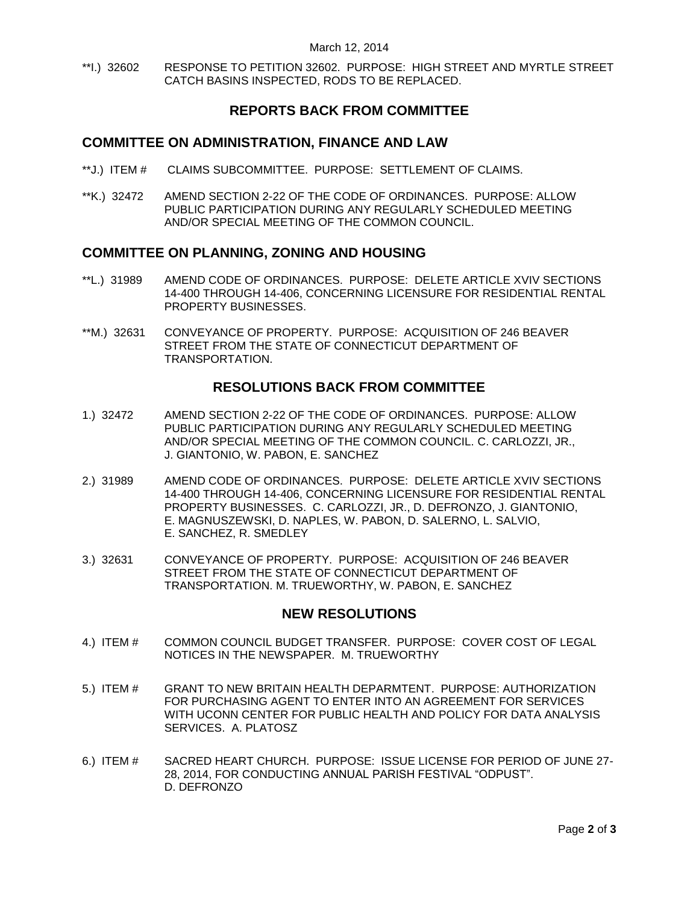**I.) 32602 RESPONSE TO PETITION 32602. PURPOSE: HIGH STREET AND MYRTLE STREET CATCH BASINS INSPECTED, RODS TO BE REPLACED.

## REPORTS BACK FROM COMMITTEE

## COMMITTEE ON ADMINISTRATION, FINANCE AND LAW

**J.) ITEM # CLAIMS SUBCOMMITTEE. PURPOSE: SETTLEMENT OF CLAIMS.

**K.) 32472 AMEND SECTION 2-22 OF THE CODE OF ORDINANCES. PURPOSE: ALLOW PUBLIC PARTICIPATION DURING ANY REGULARLY SCHEDULED MEETING AND/OR SPECIAL MEETING OF THE COMMON COUNCIL.

## COMMITTEE ON PLANNING, ZONING AND HOUSING

**L.) 31989 AMEND CODE OF ORDINANCES. PURPOSE: DELETE ARTICLE XVIV SECTIONS 14-400 THROUGH 14-406, CONCERNING LICENSURE FOR RESIDENTIAL RENTAL PROPERTY BUSINESSES.

**M.) 32631 CONVEYANCE OF PROPERTY. PURPOSE: ACQUISITION OF 246 BEAVER STREET FROM THE STATE OF CONNECTICUT DEPARTMENT OF TRANSPORTATION.

## RESOLUTIONS BACK FROM COMMITTEE

1.) 32472 AMEND SECTION 2-22 OF THE CODE OF ORDINANCES. PURPOSE: ALLOW PUBLIC PARTICIPATION DURING ANY REGULARLY SCHEDULED MEETING AND/OR SPECIAL MEETING OF THE COMMON COUNCIL. C. CARLOZZI, JR., J. GIANTONIO, W. PABON, E. SANCHEZ

2.) 31989 AMEND CODE OF ORDINANCES. PURPOSE: DELETE ARTICLE XVIV SECTIONS 14-400 THROUGH 14-406, CONCERNING LICENSURE FOR RESIDENTIAL RENTAL PROPERTY BUSINESSES. C. CARLOZZI, JR., D. DEFRONZO, J. GIANTONIO, E. MAGNUSZEWSKI, D. NAPLES, W. PABON, D. SALERNO, L. SALVIO, E. SANCHEZ, R. SMEDLEY

3.) 32631 CONVEYANCE OF PROPERTY. PURPOSE: ACQUISITION OF 246 BEAVER STREET FROM THE STATE OF CONNECTICUT DEPARTMENT OF TRANSPORTATION. M. TRUEWORTHY, W. PABON, E. SANCHEZ

## NEW RESOLUTIONS

4.) ITEM # COMMON COUNCIL BUDGET TRANSFER. PURPOSE: COVER COST OF LEGAL NOTICES IN THE NEWSPAPER. M. TRUEWORTHY

5.) ITEM # GRANT TO NEW BRITAIN HEALTH DEPARMTENT. PURPOSE: AUTHORIZATION FOR PURCHASING AGENT TO ENTER INTO AN AGREEMENT FOR SERVICES WITH UCONN CENTER FOR PUBLIC HEALTH AND POLICY FOR DATA ANALYSIS SERVICES. A. PLATOSZ

6.) ITEM # SACRED HEART CHURCH. PURPOSE: ISSUE LICENSE FOR PERIOD OF JUNE 27-28, 2014, FOR CONDUCTING ANNUAL PARISH FESTIVAL "ODPUST". D. DEFRONZO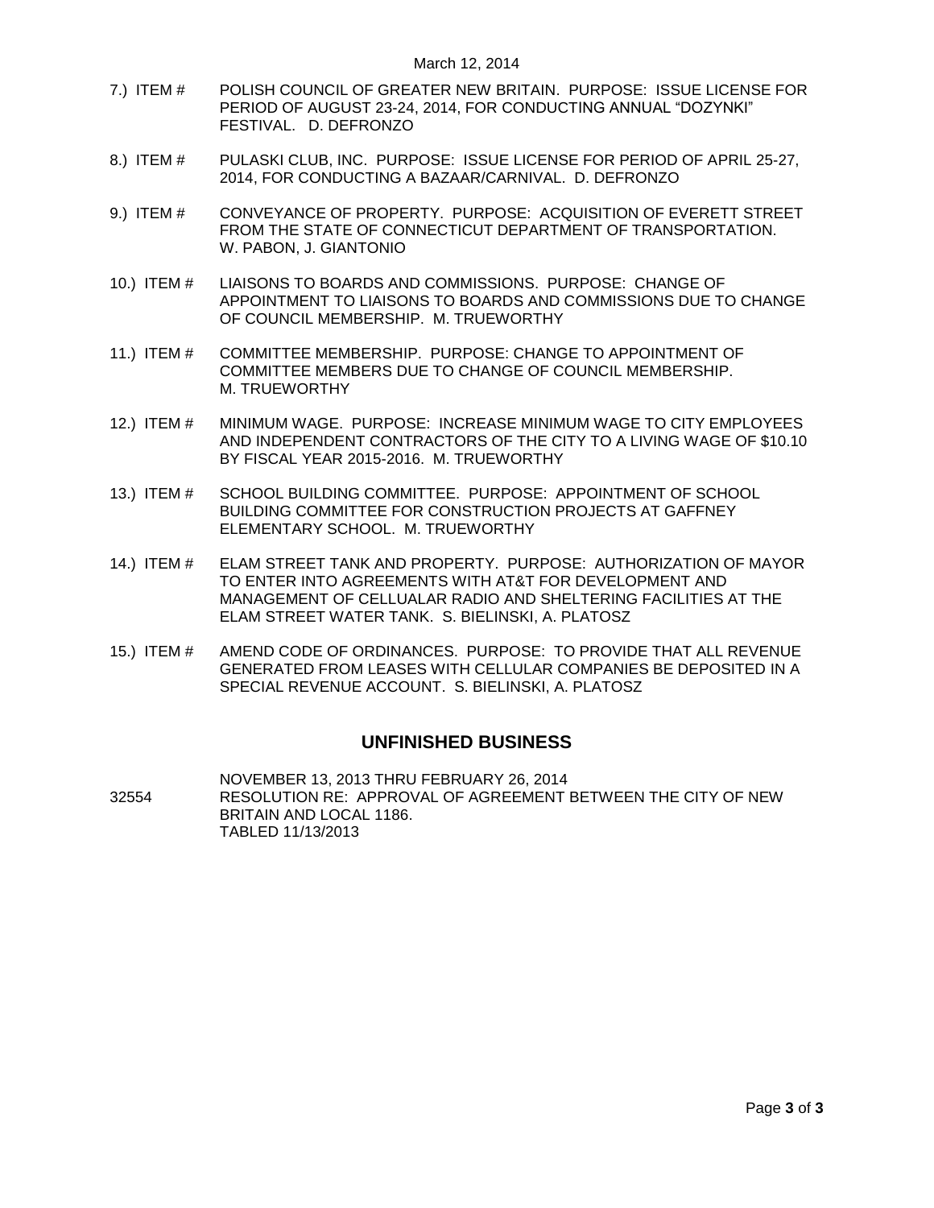March 12, 2014

7.) ITEM # POLISH COUNCIL OF GREATER NEW BRITAIN. PURPOSE: ISSUE LICENSE FOR PERIOD OF AUGUST 23-24, 2014, FOR CONDUCTING ANNUAL "DOZYNKI" FESTIVAL. D. DEFRONZO

8.) ITEM # PULASKI CLUB, INC. PURPOSE: ISSUE LICENSE FOR PERIOD OF APRIL 25-27, 2014, FOR CONDUCTING A BAZAAR/CARNIVAL. D. DEFRONZO

9.) ITEM # CONVEYANCE OF PROPERTY. PURPOSE: ACQUISITION OF EVERETT STREET FROM THE STATE OF CONNECTICUT DEPARTMENT OF TRANSPORTATION. W. PABON, J. GIANTONIO

10.) ITEM # LIAISONS TO BOARDS AND COMMISSIONS. PURPOSE: CHANGE OF APPOINTMENT TO LIAISONS TO BOARDS AND COMMISSIONS DUE TO CHANGE OF COUNCIL MEMBERSHIP. M. TRUEWORTHY

11.) ITEM # COMMITTEE MEMBERSHIP. PURPOSE: CHANGE TO APPOINTMENT OF COMMITTEE MEMBERS DUE TO CHANGE OF COUNCIL MEMBERSHIP. M. TRUEWORTHY

12.) ITEM # MINIMUM WAGE. PURPOSE: INCREASE MINIMUM WAGE TO CITY EMPLOYEES AND INDEPENDENT CONTRACTORS OF THE CITY TO A LIVING WAGE OF $10.10 BY FISCAL YEAR 2015-2016. M. TRUEWORTHY

13.) ITEM # SCHOOL BUILDING COMMITTEE. PURPOSE: APPOINTMENT OF SCHOOL BUILDING COMMITTEE FOR CONSTRUCTION PROJECTS AT GAFFNEY ELEMENTARY SCHOOL. M. TRUEWORTHY

14.) ITEM # ELAM STREET TANK AND PROPERTY. PURPOSE: AUTHORIZATION OF MAYOR TO ENTER INTO AGREEMENTS WITH AT&T FOR DEVELOPMENT AND MANAGEMENT OF CELLUALAR RADIO AND SHELTERING FACILITIES AT THE ELAM STREET WATER TANK. S. BIELINSKI, A. PLATOSZ

15.) ITEM # AMEND CODE OF ORDINANCES. PURPOSE: TO PROVIDE THAT ALL REVENUE GENERATED FROM LEASES WITH CELLULAR COMPANIES BE DEPOSITED IN A SPECIAL REVENUE ACCOUNT. S. BIELINSKI, A. PLATOSZ

## UNFINISHED BUSINESS

NOVEMBER 13, 2013 THRU FEBRUARY 26, 2014

32554 RESOLUTION RE: APPROVAL OF AGREEMENT BETWEEN THE CITY OF NEW BRITAIN AND LOCAL 1186.
TABLED 11/13/2013